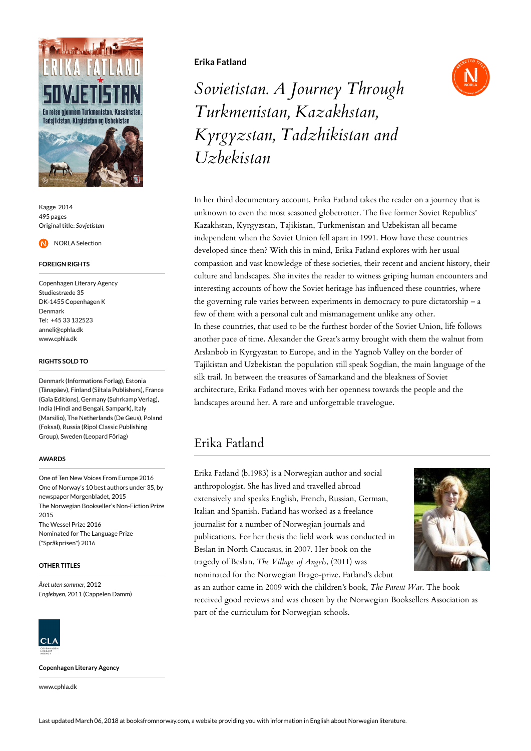**Erika Fatland**

# *Sovietistan. A Journey Through Turkmenistan, Kazakhstan, Kyrgyzstan, Tadzhikistan and Uzbekistan*

Kagge 2014
495 pages
Original title: *Sovjetistan*

NORLA Selection

### FOREIGN RIGHTS

Copenhagen Literary Agency
Studiestræde 35
DK-1455 Copenhagen K
Denmark
Tel: +45 33 132523
anneli@cphla.dk
www.cphla.dk

### RIGHTS SOLD TO

Denmark (Informations Forlag), Estonia (Tänapäev), Finland (Siltala Publishers), France (Gaïa Editions), Germany (Suhrkamp Verlag), India (Hindi and Bengali, Sampark), Italy (Marsilio), The Netherlands (De Geus), Poland (Foksal), Russia (Ripol Classic Publishing Group), Sweden (Leopard Förlag)

### AWARDS

One of Ten New Voices From Europe 2016
One of Norway's 10 best authors under 35, by newspaper Morgenbladet, 2015
The Norwegian Bookseller's Non-Fiction Prize 2015
The Wessel Prize 2016
Nominated for The Language Prize ("Språkprisen") 2016

### OTHER TITLES

*Året uten sommer*, 2012
*Englebyen*, 2011 (Cappelen Damm)

**Copenhagen Literary Agency**

www.cphla.dk

In her third documentary account, Erika Fatland takes the reader on a journey that is unknown to even the most seasoned globetrotter. The five former Soviet Republics' Kazakhstan, Kyrgyzstan, Tajikistan, Turkmenistan and Uzbekistan all became independent when the Soviet Union fell apart in 1991. How have these countries developed since then? With this in mind, Erika Fatland explores with her usual compassion and vast knowledge of these societies, their recent and ancient history, their culture and landscapes. She invites the reader to witness griping human encounters and interesting accounts of how the Soviet heritage has influenced these countries, where the governing rule varies between experiments in democracy to pure dictatorship – a few of them with a personal cult and mismanagement unlike any other.
In these countries, that used to be the furthest border of the Soviet Union, life follows another pace of time. Alexander the Great's army brought with them the walnut from Arslanbob in Kyrgyzstan to Europe, and in the Yagnob Valley on the border of Tajikistan and Uzbekistan the population still speak Sogdian, the main language of the silk trail. In between the treasures of Samarkand and the bleakness of Soviet architecture, Erika Fatland moves with her openness towards the people and the landscapes around her. A rare and unforgettable travelogue.

## Erika Fatland

Erika Fatland (b.1983) is a Norwegian author and social anthropologist. She has lived and travelled abroad extensively and speaks English, French, Russian, German, Italian and Spanish. Fatland has worked as a freelance journalist for a number of Norwegian journals and publications. For her thesis the field work was conducted in Beslan in North Caucasus, in 2007. Her book on the tragedy of Beslan, *The Village of Angels*, (2011) was nominated for the Norwegian Brage-prize. Fatland's debut as an author came in 2009 with the children's book, *The Parent War*. The book received good reviews and was chosen by the Norwegian Booksellers Association as part of the curriculum for Norwegian schools.

Last updated March 06, 2018 at booksfromnorway.com, a website providing you with information in English about Norwegian literature.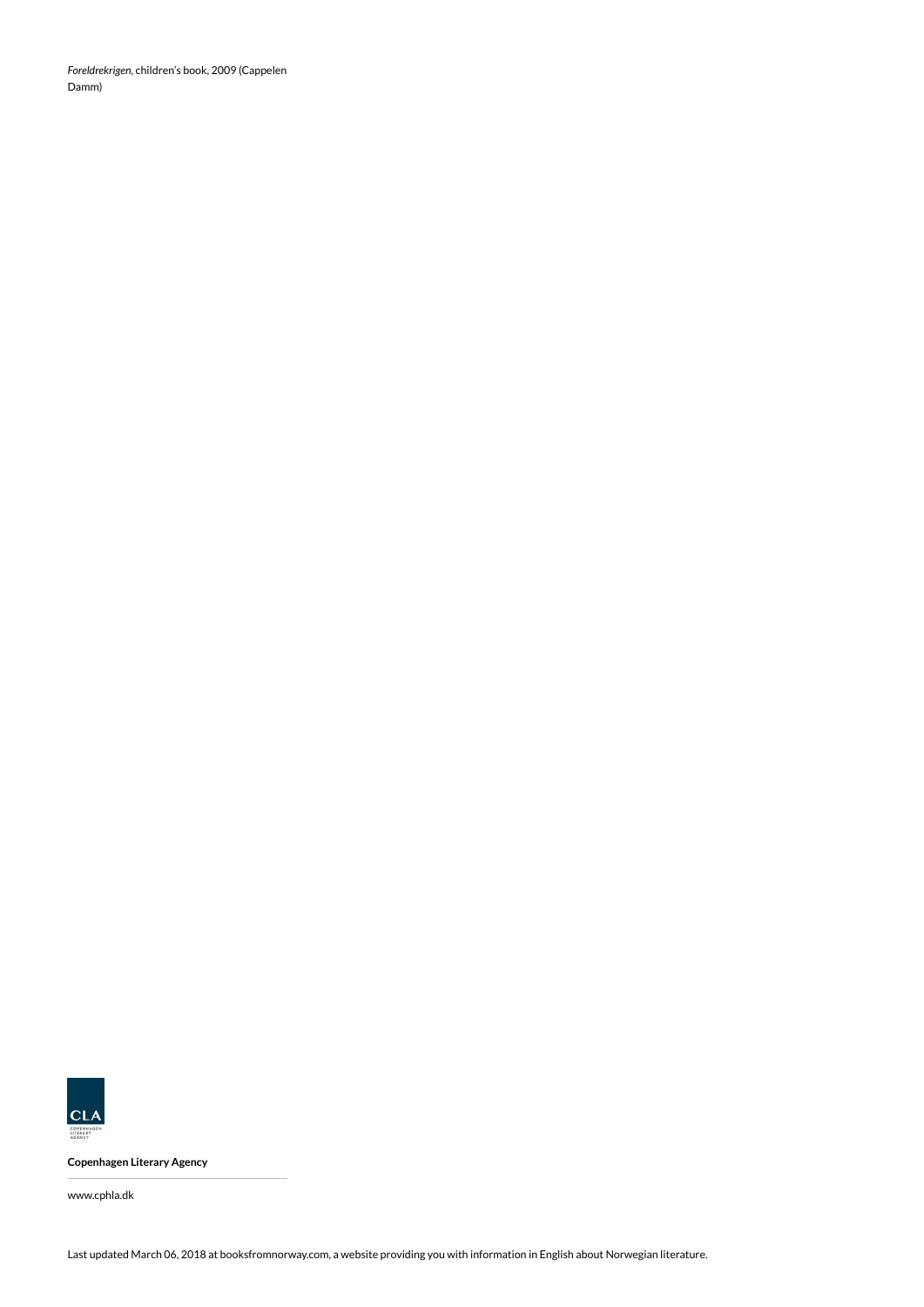*Foreldrekrigen*, children's book, 2009 (Cappelen Damm)

CLA

COPENHAGEN LITERARY AGENCY

**Copenhagen Literary Agency**

www.cphla.dk

Last updated March 06, 2018 at booksfromnorway.com, a website providing you with information in English about Norwegian literature.